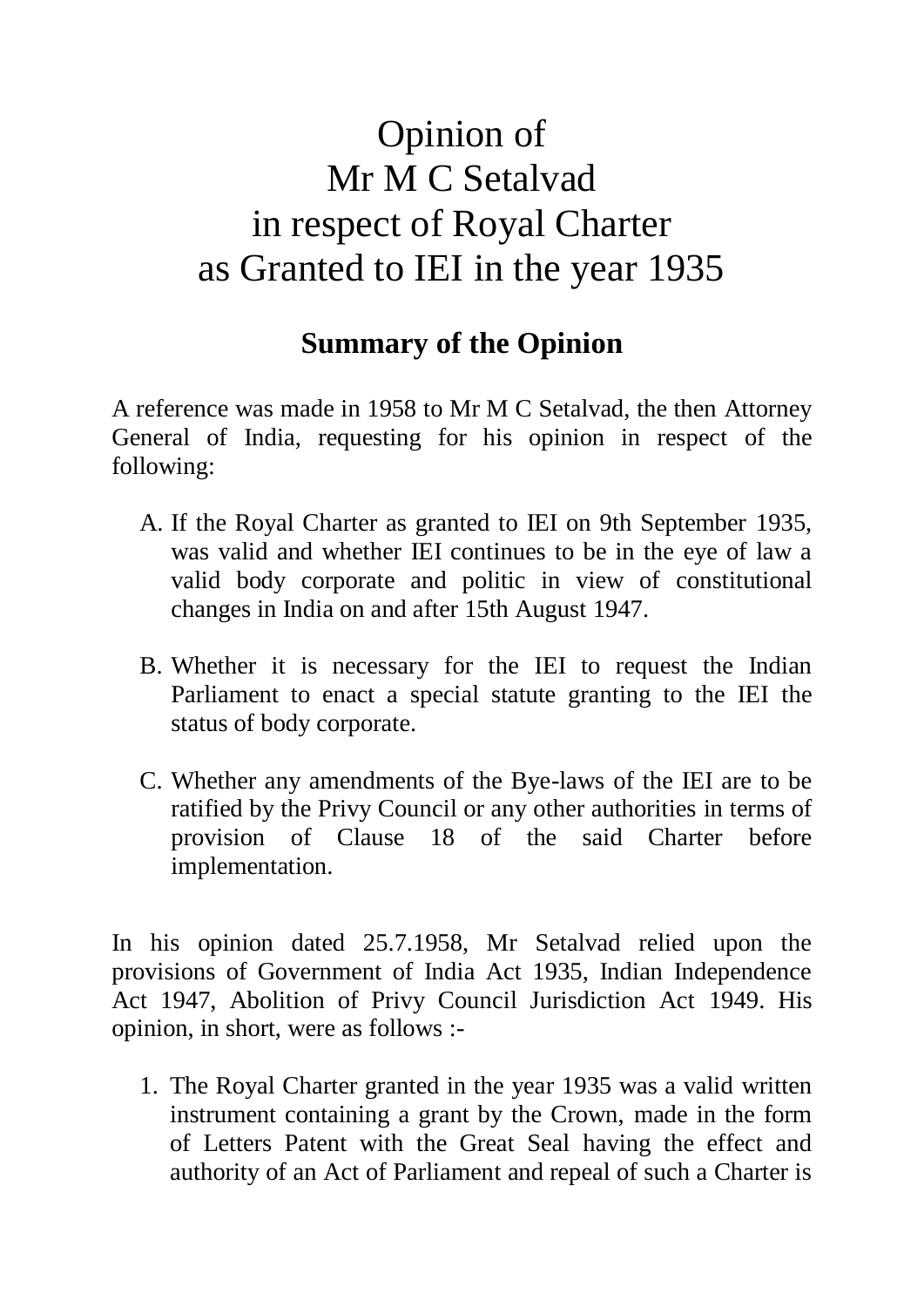# Opinion of
# Mr M C Setalvad
# in respect of Royal Charter
# as Granted to IEI in the year 1935

## Summary of the Opinion

A reference was made in 1958 to Mr M C Setalvad, the then Attorney General of India, requesting for his opinion in respect of the following:

A. If the Royal Charter as granted to IEI on 9th September 1935, was valid and whether IEI continues to be in the eye of law a valid body corporate and politic in view of constitutional changes in India on and after 15th August 1947.

B. Whether it is necessary for the IEI to request the Indian Parliament to enact a special statute granting to the IEI the status of body corporate.

C. Whether any amendments of the Bye-laws of the IEI are to be ratified by the Privy Council or any other authorities in terms of provision of Clause 18 of the said Charter before implementation.

In his opinion dated 25.7.1958, Mr Setalvad relied upon the provisions of Government of India Act 1935, Indian Independence Act 1947, Abolition of Privy Council Jurisdiction Act 1949. His opinion, in short, were as follows :-

1. The Royal Charter granted in the year 1935 was a valid written instrument containing a grant by the Crown, made in the form of Letters Patent with the Great Seal having the effect and authority of an Act of Parliament and repeal of such a Charter is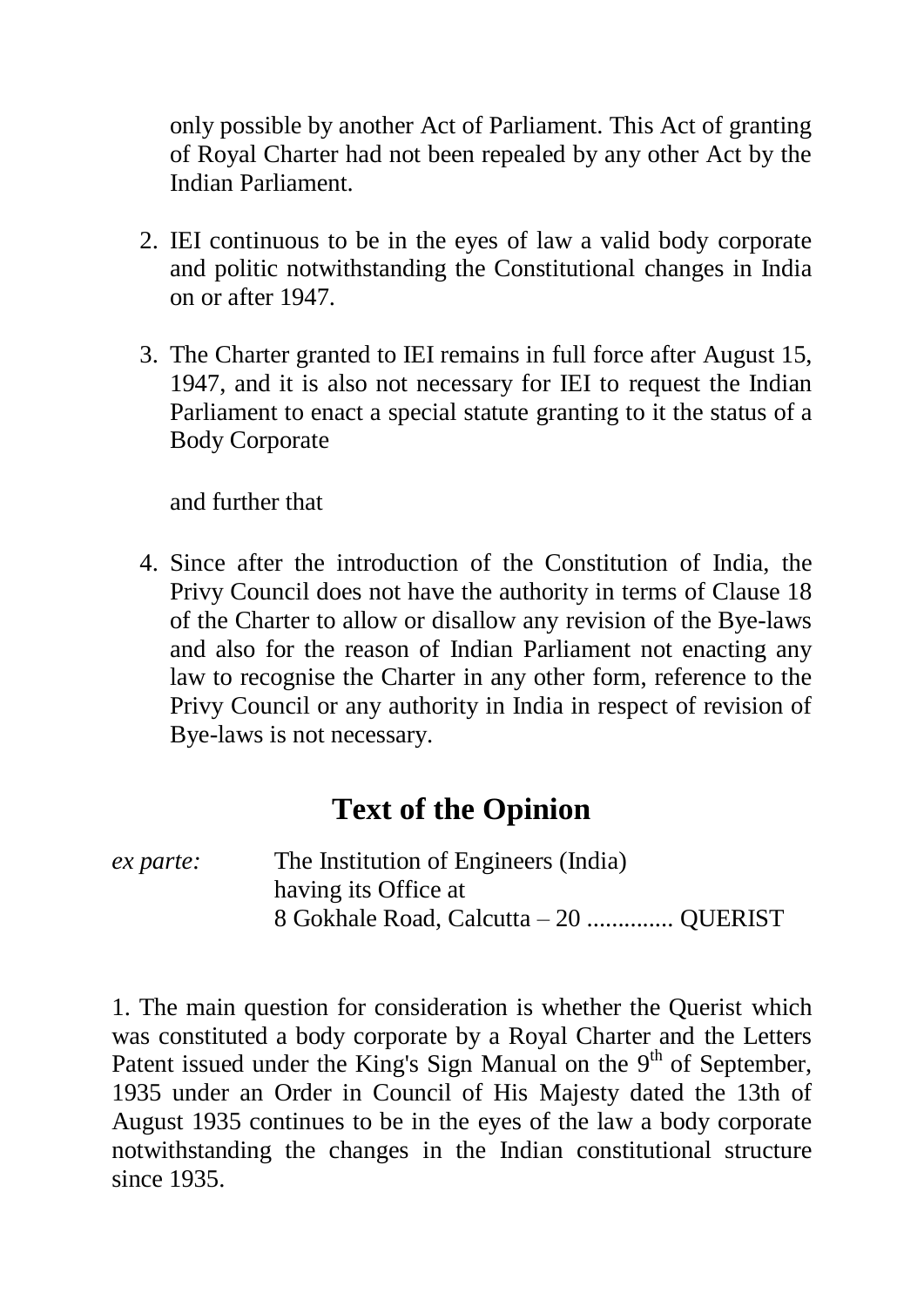only possible by another Act of Parliament. This Act of granting of Royal Charter had not been repealed by any other Act by the Indian Parliament.

2. IEI continuous to be in the eyes of law a valid body corporate and politic notwithstanding the Constitutional changes in India on or after 1947.

3. The Charter granted to IEI remains in full force after August 15, 1947, and it is also not necessary for IEI to request the Indian Parliament to enact a special statute granting to it the status of a Body Corporate

   and further that

4. Since after the introduction of the Constitution of India, the Privy Council does not have the authority in terms of Clause 18 of the Charter to allow or disallow any revision of the Bye-laws and also for the reason of Indian Parliament not enacting any law to recognise the Charter in any other form, reference to the Privy Council or any authority in India in respect of revision of Bye-laws is not necessary.

## Text of the Opinion

*ex parte:* The Institution of Engineers (India)
having its Office at
8 Gokhale Road, Calcutta – 20 .............. QUERIST

1. The main question for consideration is whether the Querist which was constituted a body corporate by a Royal Charter and the Letters Patent issued under the King's Sign Manual on the 9th of September, 1935 under an Order in Council of His Majesty dated the 13th of August 1935 continues to be in the eyes of the law a body corporate notwithstanding the changes in the Indian constitutional structure since 1935.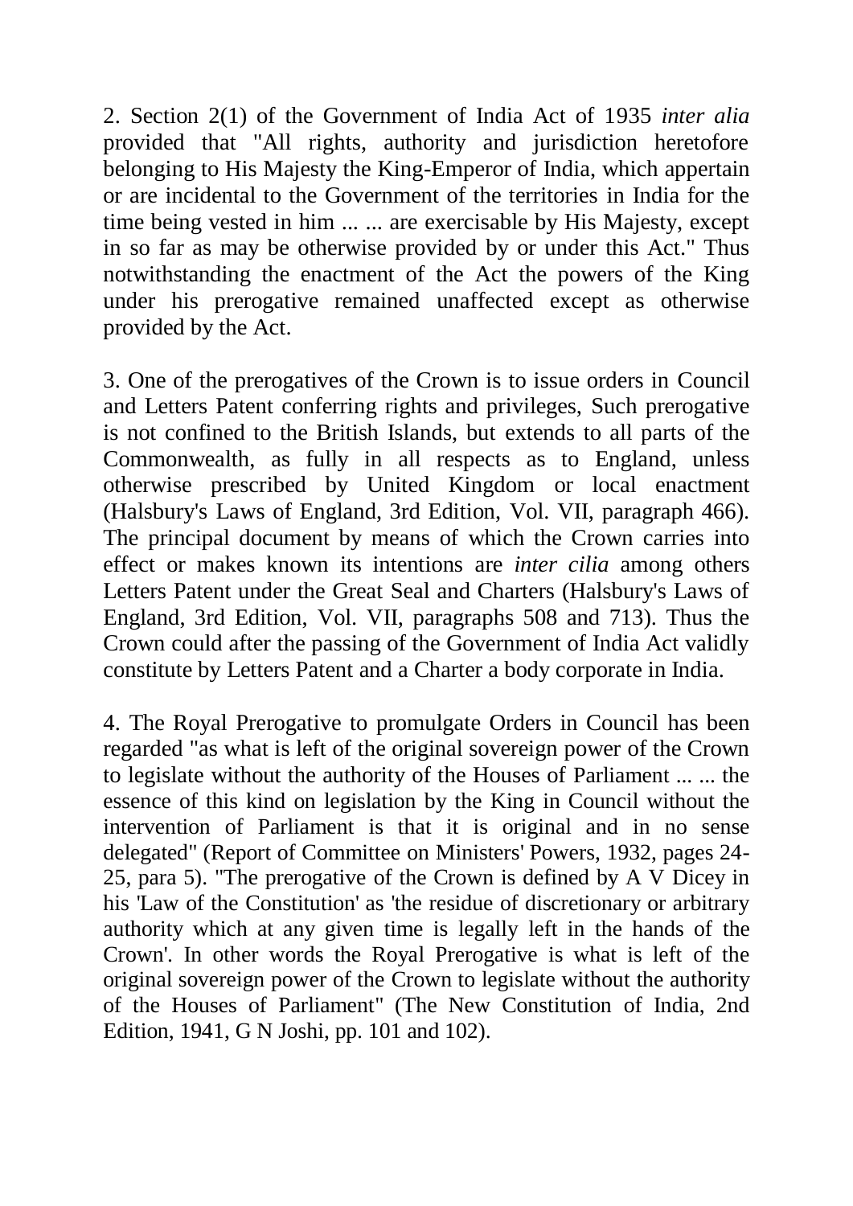2. Section 2(1) of the Government of India Act of 1935 *inter alia* provided that "All rights, authority and jurisdiction heretofore belonging to His Majesty the King-Emperor of India, which appertain or are incidental to the Government of the territories in India for the time being vested in him ... ... are exercisable by His Majesty, except in so far as may be otherwise provided by or under this Act." Thus notwithstanding the enactment of the Act the powers of the King under his prerogative remained unaffected except as otherwise provided by the Act.

3. One of the prerogatives of the Crown is to issue orders in Council and Letters Patent conferring rights and privileges, Such prerogative is not confined to the British Islands, but extends to all parts of the Commonwealth, as fully in all respects as to England, unless otherwise prescribed by United Kingdom or local enactment (Halsbury's Laws of England, 3rd Edition, Vol. VII, paragraph 466). The principal document by means of which the Crown carries into effect or makes known its intentions are *inter cilia* among others Letters Patent under the Great Seal and Charters (Halsbury's Laws of England, 3rd Edition, Vol. VII, paragraphs 508 and 713). Thus the Crown could after the passing of the Government of India Act validly constitute by Letters Patent and a Charter a body corporate in India.

4. The Royal Prerogative to promulgate Orders in Council has been regarded "as what is left of the original sovereign power of the Crown to legislate without the authority of the Houses of Parliament ... ... the essence of this kind on legislation by the King in Council without the intervention of Parliament is that it is original and in no sense delegated" (Report of Committee on Ministers' Powers, 1932, pages 24-25, para 5). "The prerogative of the Crown is defined by A V Dicey in his 'Law of the Constitution' as 'the residue of discretionary or arbitrary authority which at any given time is legally left in the hands of the Crown'. In other words the Royal Prerogative is what is left of the original sovereign power of the Crown to legislate without the authority of the Houses of Parliament" (The New Constitution of India, 2nd Edition, 1941, G N Joshi, pp. 101 and 102).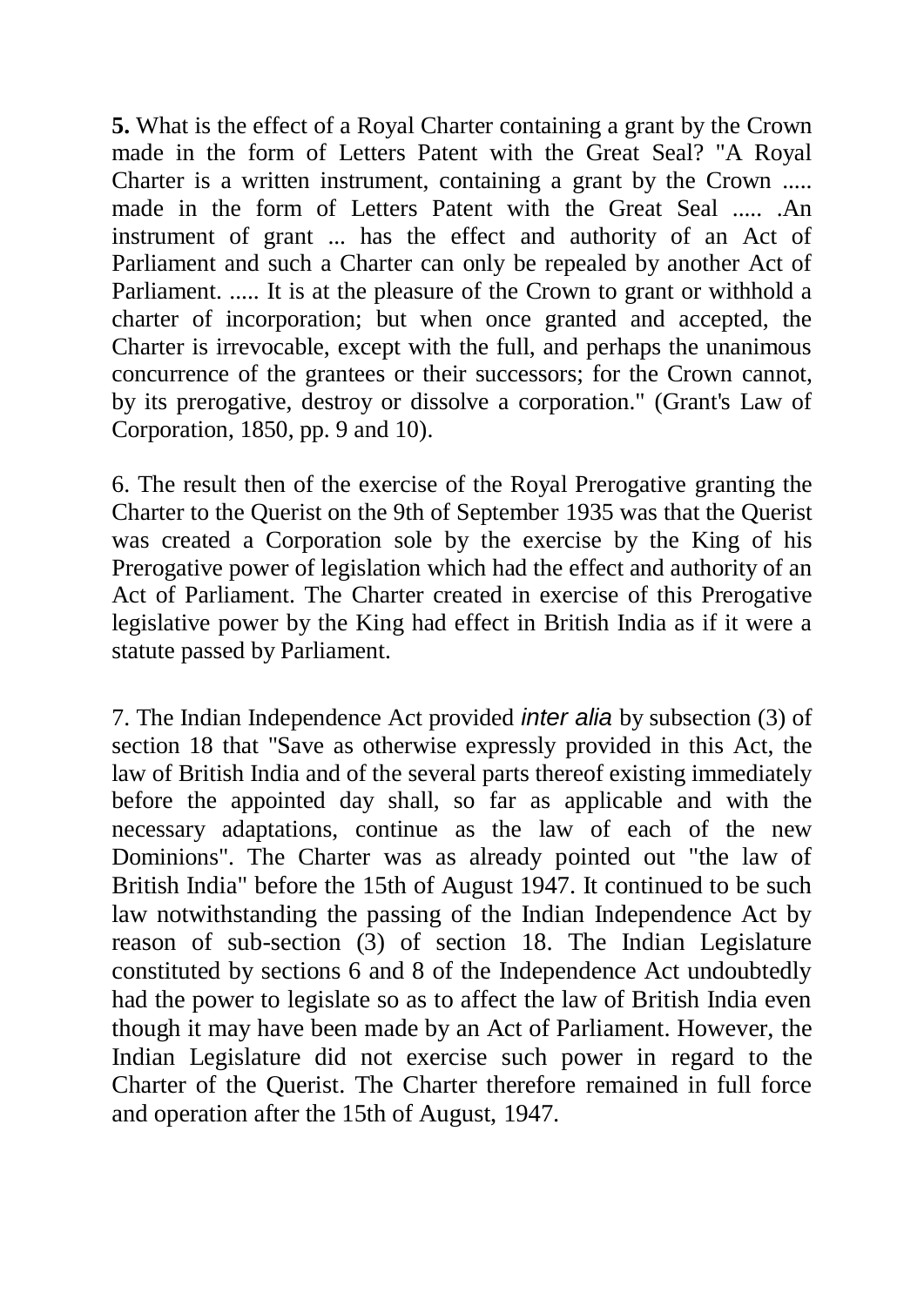**5.** What is the effect of a Royal Charter containing a grant by the Crown made in the form of Letters Patent with the Great Seal? "A Royal Charter is a written instrument, containing a grant by the Crown ..... made in the form of Letters Patent with the Great Seal ..... .An instrument of grant ... has the effect and authority of an Act of Parliament and such a Charter can only be repealed by another Act of Parliament. ..... It is at the pleasure of the Crown to grant or withhold a charter of incorporation; but when once granted and accepted, the Charter is irrevocable, except with the full, and perhaps the unanimous concurrence of the grantees or their successors; for the Crown cannot, by its prerogative, destroy or dissolve a corporation." (Grant's Law of Corporation, 1850, pp. 9 and 10).

6. The result then of the exercise of the Royal Prerogative granting the Charter to the Querist on the 9th of September 1935 was that the Querist was created a Corporation sole by the exercise by the King of his Prerogative power of legislation which had the effect and authority of an Act of Parliament. The Charter created in exercise of this Prerogative legislative power by the King had effect in British India as if it were a statute passed by Parliament.

7. The Indian Independence Act provided *inter alia* by subsection (3) of section 18 that "Save as otherwise expressly provided in this Act, the law of British India and of the several parts thereof existing immediately before the appointed day shall, so far as applicable and with the necessary adaptations, continue as the law of each of the new Dominions". The Charter was as already pointed out "the law of British India" before the 15th of August 1947. It continued to be such law notwithstanding the passing of the Indian Independence Act by reason of sub-section (3) of section 18. The Indian Legislature constituted by sections 6 and 8 of the Independence Act undoubtedly had the power to legislate so as to affect the law of British India even though it may have been made by an Act of Parliament. However, the Indian Legislature did not exercise such power in regard to the Charter of the Querist. The Charter therefore remained in full force and operation after the 15th of August, 1947.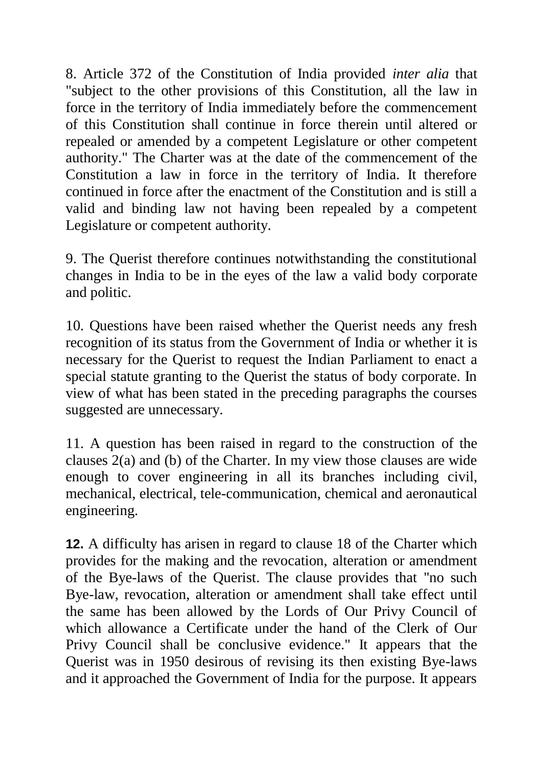8. Article 372 of the Constitution of India provided *inter alia* that "subject to the other provisions of this Constitution, all the law in force in the territory of India immediately before the commencement of this Constitution shall continue in force therein until altered or repealed or amended by a competent Legislature or other competent authority." The Charter was at the date of the commencement of the Constitution a law in force in the territory of India. It therefore continued in force after the enactment of the Constitution and is still a valid and binding law not having been repealed by a competent Legislature or competent authority.

9. The Querist therefore continues notwithstanding the constitutional changes in India to be in the eyes of the law a valid body corporate and politic.

10. Questions have been raised whether the Querist needs any fresh recognition of its status from the Government of India or whether it is necessary for the Querist to request the Indian Parliament to enact a special statute granting to the Querist the status of body corporate. In view of what has been stated in the preceding paragraphs the courses suggested are unnecessary.

11. A question has been raised in regard to the construction of the clauses 2(a) and (b) of the Charter. In my view those clauses are wide enough to cover engineering in all its branches including civil, mechanical, electrical, tele-communication, chemical and aeronautical engineering.

**12.** A difficulty has arisen in regard to clause 18 of the Charter which provides for the making and the revocation, alteration or amendment of the Bye-laws of the Querist. The clause provides that "no such Bye-law, revocation, alteration or amendment shall take effect until the same has been allowed by the Lords of Our Privy Council of which allowance a Certificate under the hand of the Clerk of Our Privy Council shall be conclusive evidence." It appears that the Querist was in 1950 desirous of revising its then existing Bye-laws and it approached the Government of India for the purpose. It appears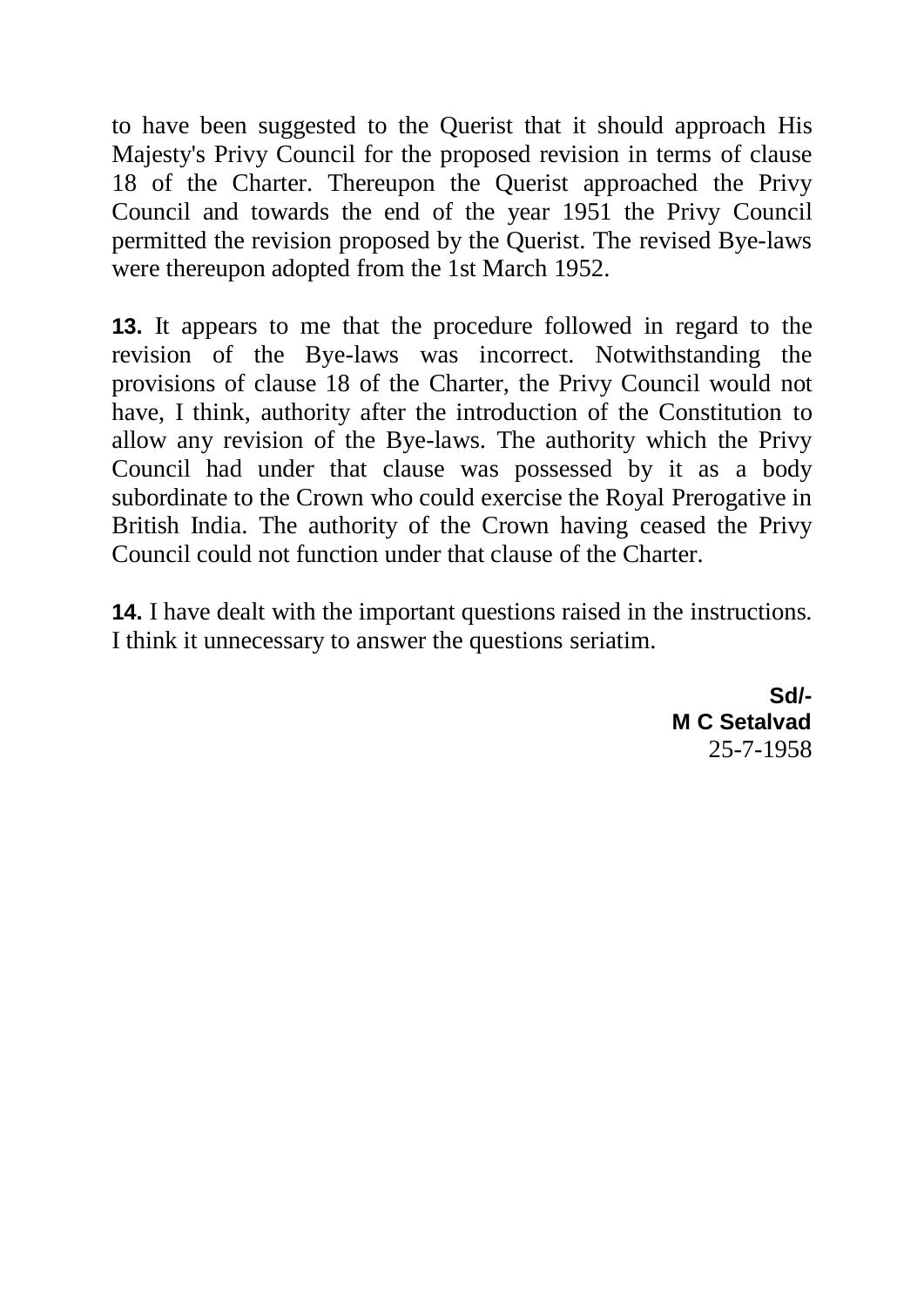to have been suggested to the Querist that it should approach His Majesty's Privy Council for the proposed revision in terms of clause 18 of the Charter. Thereupon the Querist approached the Privy Council and towards the end of the year 1951 the Privy Council permitted the revision proposed by the Querist. The revised Bye-laws were thereupon adopted from the 1st March 1952.

**13.** It appears to me that the procedure followed in regard to the revision of the Bye-laws was incorrect. Notwithstanding the provisions of clause 18 of the Charter, the Privy Council would not have, I think, authority after the introduction of the Constitution to allow any revision of the Bye-laws. The authority which the Privy Council had under that clause was possessed by it as a body subordinate to the Crown who could exercise the Royal Prerogative in British India. The authority of the Crown having ceased the Privy Council could not function under that clause of the Charter.

**14.** I have dealt with the important questions raised in the instructions. I think it unnecessary to answer the questions seriatim.

**Sd/-**
**M C Setalvad**
25-7-1958